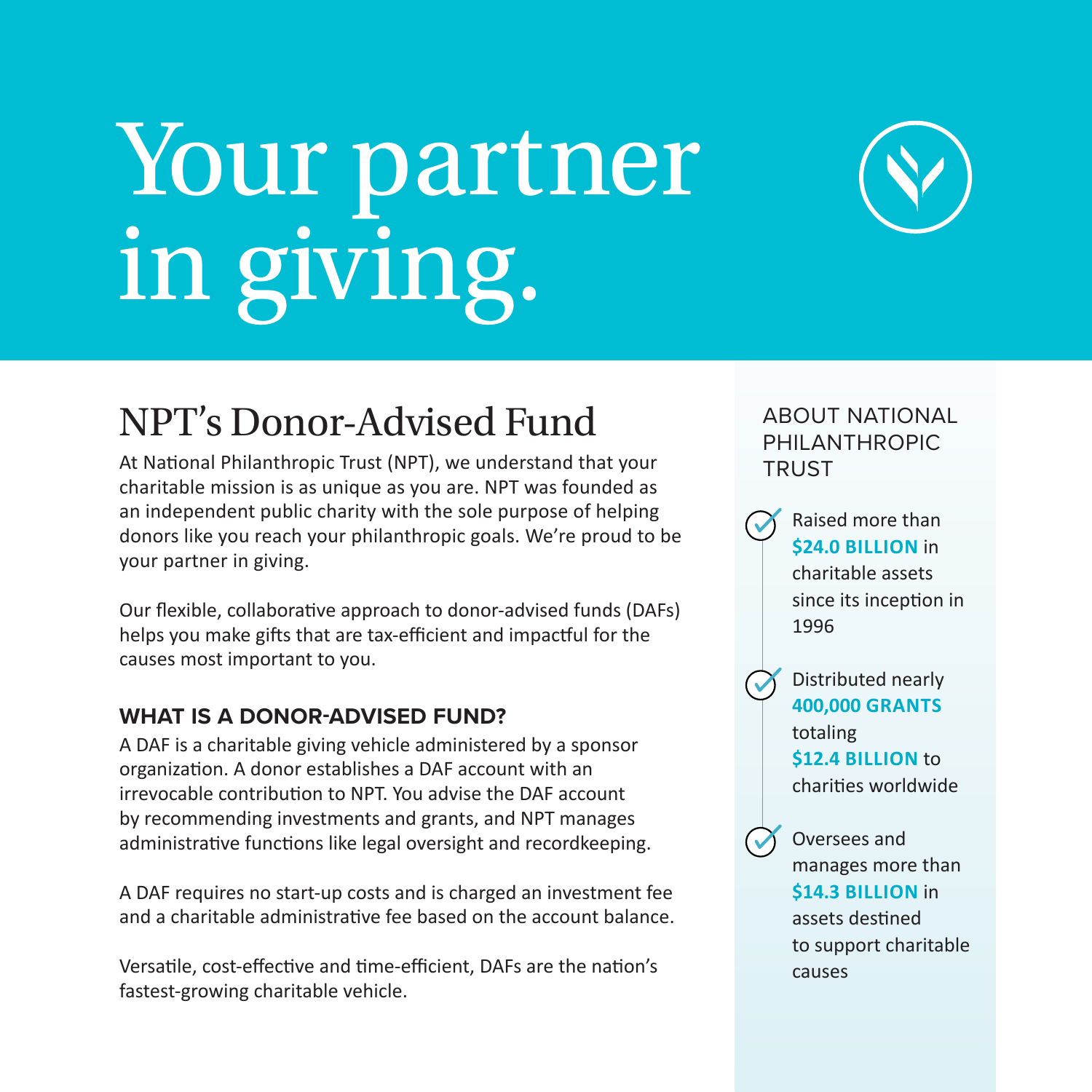# Your partner in giving.

## NPT's Donor-Advised Fund

At National Philanthropic Trust (NPT), we understand that your charitable mission is as unique as you are. NPT was founded as an independent public charity with the sole purpose of helping donors like you reach your philanthropic goals. We're proud to be your partner in giving.

Our flexible, collaborative approach to donor-advised funds (DAFs) helps you make gifts that are tax-efficient and impactful for the causes most important to you.

### WHAT IS A DONOR-ADVISED FUND?

A DAF is a charitable giving vehicle administered by a sponsor organization. A donor establishes a DAF account with an irrevocable contribution to NPT. You advise the DAF account by recommending investments and grants, and NPT manages administrative functions like legal oversight and recordkeeping.

A DAF requires no start-up costs and is charged an investment fee and a charitable administrative fee based on the account balance.

Versatile, cost-effective and time-efficient, DAFs are the nation's fastest-growing charitable vehicle.

### ABOUT NATIONAL PHILANTHROPIC TRUST

- Raised more than **$24.0 BILLION** in charitable assets since its inception in 1996
- Distributed nearly **400,000 GRANTS** totaling **$12.4 BILLION** to charities worldwide
- Oversees and manages more than **$14.3 BILLION** in assets destined to support charitable causes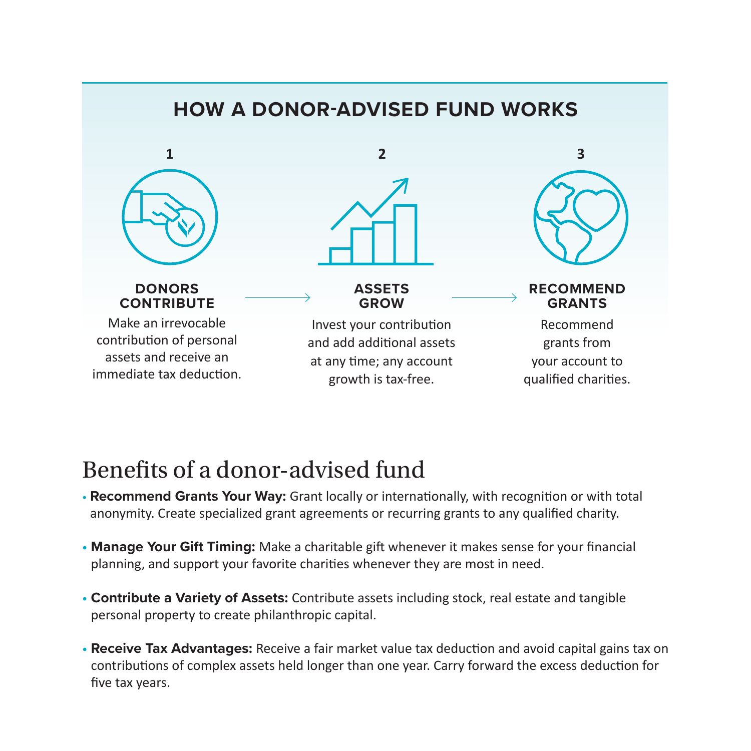## HOW A DONOR-ADVISED FUND WORKS

**1**

**DONORS CONTRIBUTE**

Make an irrevocable contribution of personal assets and receive an immediate tax deduction.

**2**

**ASSETS GROW**

Invest your contribution and add additional assets at any time; any account growth is tax-free.

**3**

**RECOMMEND GRANTS**

Recommend grants from your account to qualified charities.

## Benefits of a donor-advised fund

- **Recommend Grants Your Way:** Grant locally or internationally, with recognition or with total anonymity. Create specialized grant agreements or recurring grants to any qualified charity.
- **Manage Your Gift Timing:** Make a charitable gift whenever it makes sense for your financial planning, and support your favorite charities whenever they are most in need.
- **Contribute a Variety of Assets:** Contribute assets including stock, real estate and tangible personal property to create philanthropic capital.
- **Receive Tax Advantages:** Receive a fair market value tax deduction and avoid capital gains tax on contributions of complex assets held longer than one year. Carry forward the excess deduction for five tax years.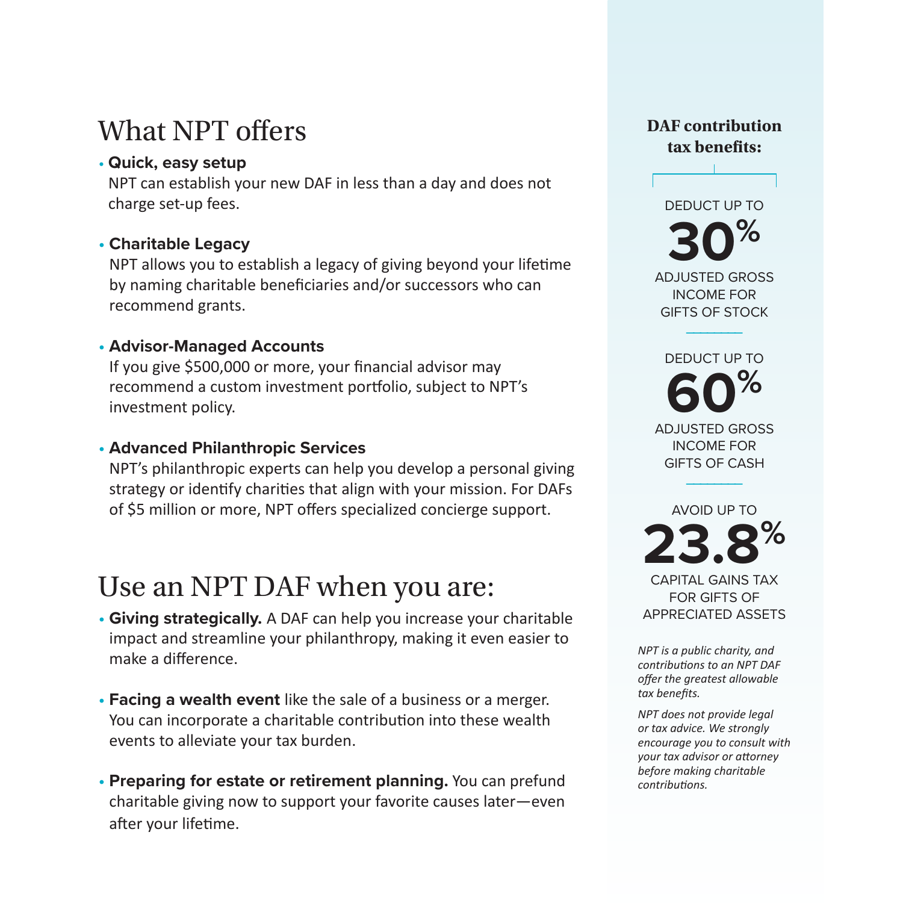## What NPT offers

- **Quick, easy setup**
  NPT can establish your new DAF in less than a day and does not charge set-up fees.

- **Charitable Legacy**
  NPT allows you to establish a legacy of giving beyond your lifetime by naming charitable beneficiaries and/or successors who can recommend grants.

- **Advisor-Managed Accounts**
  If you give $500,000 or more, your financial advisor may recommend a custom investment portfolio, subject to NPT's investment policy.

- **Advanced Philanthropic Services**
  NPT's philanthropic experts can help you develop a personal giving strategy or identify charities that align with your mission. For DAFs of $5 million or more, NPT offers specialized concierge support.

## Use an NPT DAF when you are:

- **Giving strategically.** A DAF can help you increase your charitable impact and streamline your philanthropy, making it even easier to make a difference.

- **Facing a wealth event** like the sale of a business or a merger. You can incorporate a charitable contribution into these wealth events to alleviate your tax burden.

- **Preparing for estate or retirement planning.** You can prefund charitable giving now to support your favorite causes later—even after your lifetime.

### DAF contribution tax benefits:

DEDUCT UP TO
**30%**
ADJUSTED GROSS INCOME FOR GIFTS OF STOCK

DEDUCT UP TO
**60%**
ADJUSTED GROSS INCOME FOR GIFTS OF CASH

AVOID UP TO
**23.8%**
CAPITAL GAINS TAX FOR GIFTS OF APPRECIATED ASSETS

*NPT is a public charity, and contributions to an NPT DAF offer the greatest allowable tax benefits.*

*NPT does not provide legal or tax advice. We strongly encourage you to consult with your tax advisor or attorney before making charitable contributions.*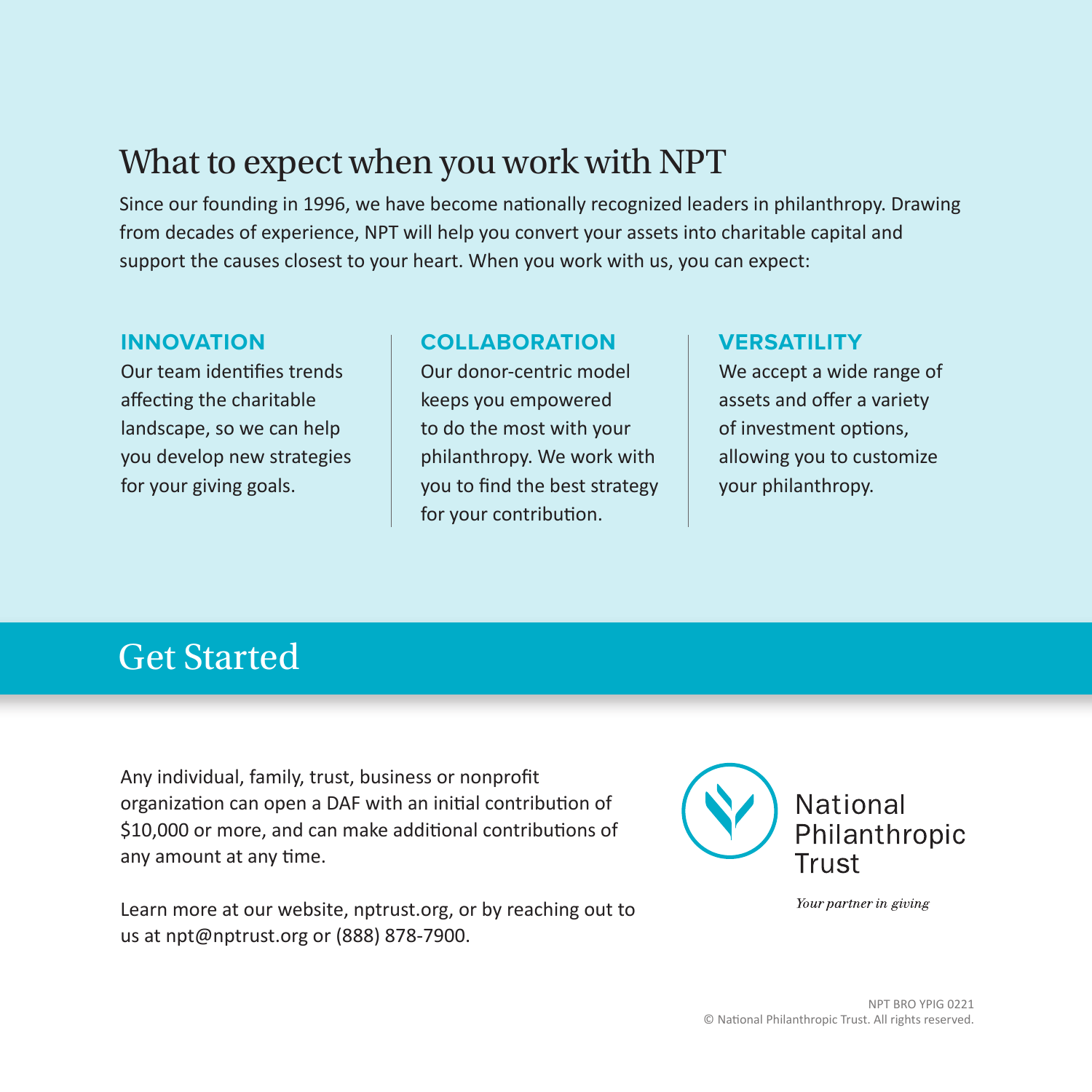## What to expect when you work with NPT

Since our founding in 1996, we have become nationally recognized leaders in philanthropy. Drawing from decades of experience, NPT will help you convert your assets into charitable capital and support the causes closest to your heart. When you work with us, you can expect:

### INNOVATION

Our team identifies trends affecting the charitable landscape, so we can help you develop new strategies for your giving goals.

### COLLABORATION

Our donor-centric model keeps you empowered to do the most with your philanthropy. We work with you to find the best strategy for your contribution.

### VERSATILITY

We accept a wide range of assets and offer a variety of investment options, allowing you to customize your philanthropy.

## Get Started

Any individual, family, trust, business or nonprofit organization can open a DAF with an initial contribution of $10,000 or more, and can make additional contributions of any amount at any time.

Learn more at our website, nptrust.org, or by reaching out to us at npt@nptrust.org or (888) 878-7900.

National Philanthropic Trust

*Your partner in giving*

NPT BRO YPIG 0221
© National Philanthropic Trust. All rights reserved.